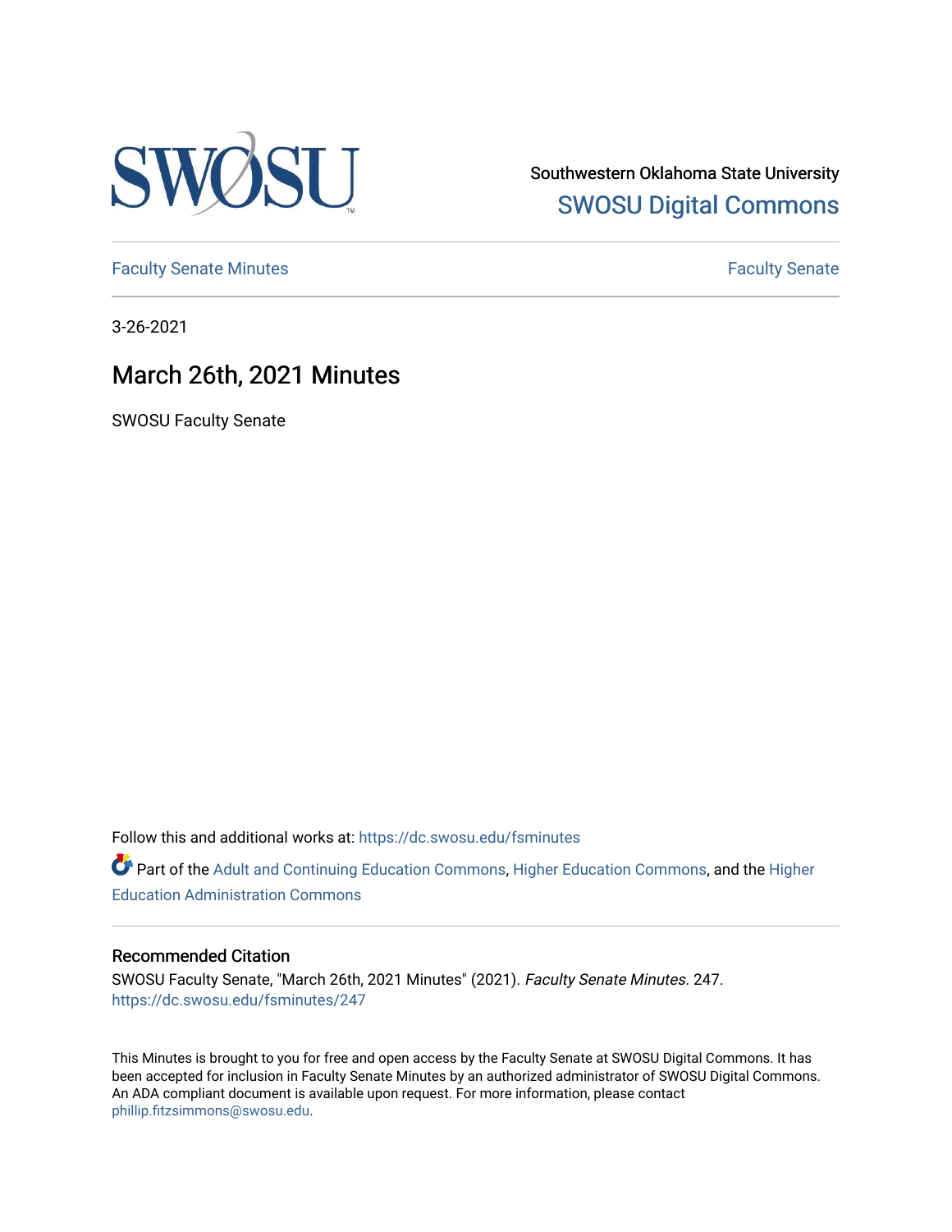Southwestern Oklahoma State University
SWOSU Digital Commons

Faculty Senate Minutes | Faculty Senate

3-26-2021

# March 26th, 2021 Minutes

SWOSU Faculty Senate

Follow this and additional works at: https://dc.swosu.edu/fsminutes

Part of the Adult and Continuing Education Commons, Higher Education Commons, and the Higher Education Administration Commons

### Recommended Citation

SWOSU Faculty Senate, "March 26th, 2021 Minutes" (2021). *Faculty Senate Minutes*. 247.
https://dc.swosu.edu/fsminutes/247

This Minutes is brought to you for free and open access by the Faculty Senate at SWOSU Digital Commons. It has been accepted for inclusion in Faculty Senate Minutes by an authorized administrator of SWOSU Digital Commons. An ADA compliant document is available upon request. For more information, please contact phillip.fitzsimmons@swosu.edu.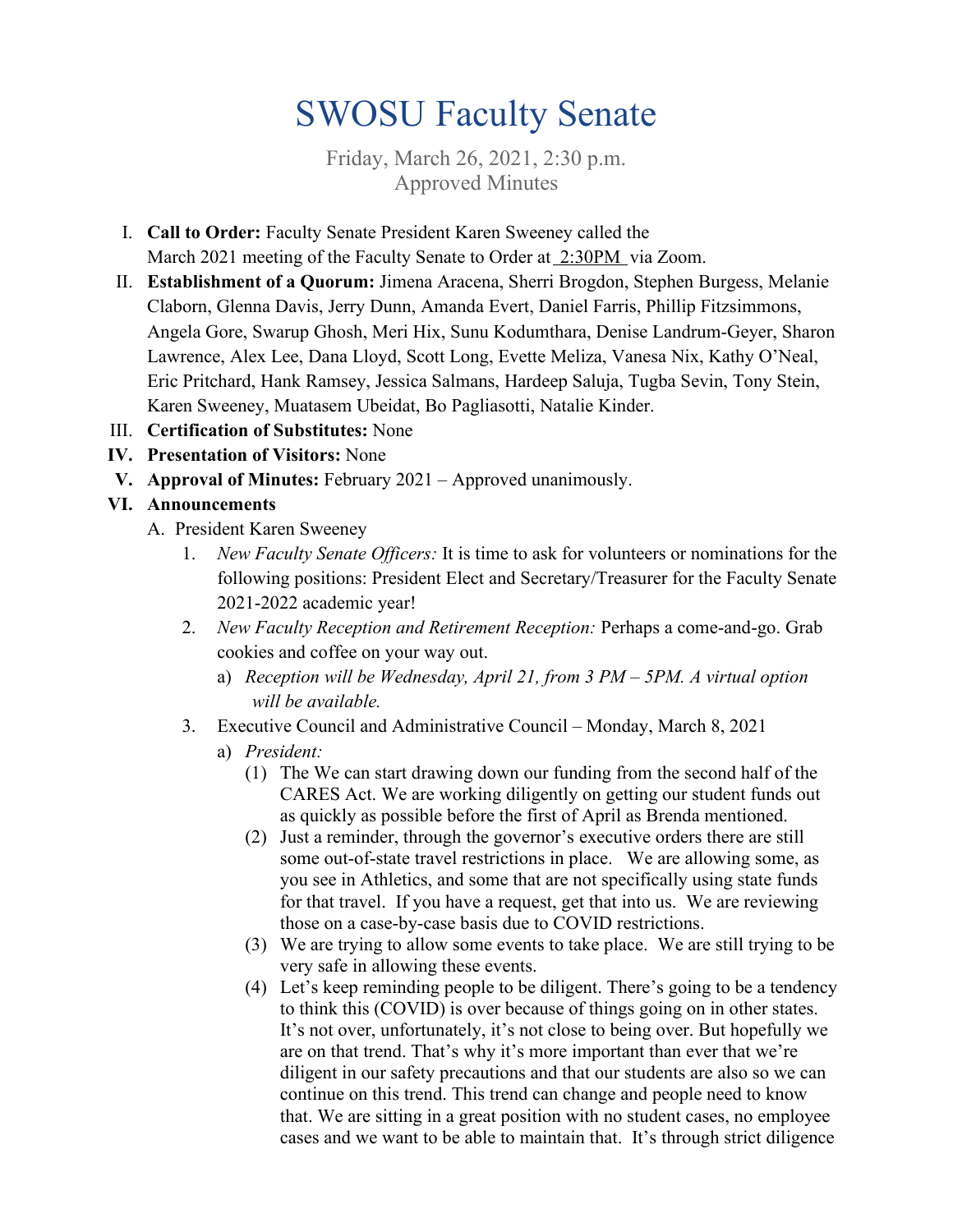# SWOSU Faculty Senate

Friday, March 26, 2021, 2:30 p.m.
Approved Minutes

I. **Call to Order:** Faculty Senate President Karen Sweeney called the March 2021 meeting of the Faculty Senate to Order at 2:30PM via Zoom.

II. **Establishment of a Quorum:** Jimena Aracena, Sherri Brogdon, Stephen Burgess, Melanie Claborn, Glenna Davis, Jerry Dunn, Amanda Evert, Daniel Farris, Phillip Fitzsimmons, Angela Gore, Swarup Ghosh, Meri Hix, Sunu Kodumthara, Denise Landrum-Geyer, Sharon Lawrence, Alex Lee, Dana Lloyd, Scott Long, Evette Meliza, Vanesa Nix, Kathy O'Neal, Eric Pritchard, Hank Ramsey, Jessica Salmans, Hardeep Saluja, Tugba Sevin, Tony Stein, Karen Sweeney, Muatasem Ubeidat, Bo Pagliasotti, Natalie Kinder.

III. **Certification of Substitutes:** None

**IV. Presentation of Visitors:** None

**V. Approval of Minutes:** February 2021 – Approved unanimously.

**VI. Announcements**

A. President Karen Sweeney

1. *New Faculty Senate Officers:* It is time to ask for volunteers or nominations for the following positions: President Elect and Secretary/Treasurer for the Faculty Senate 2021-2022 academic year!

2. *New Faculty Reception and Retirement Reception:* Perhaps a come-and-go. Grab cookies and coffee on your way out.

   a) *Reception will be Wednesday, April 21, from 3 PM – 5PM. A virtual option will be available.*

3. Executive Council and Administrative Council – Monday, March 8, 2021

   a) *President:*

      (1) The We can start drawing down our funding from the second half of the CARES Act. We are working diligently on getting our student funds out as quickly as possible before the first of April as Brenda mentioned.

      (2) Just a reminder, through the governor's executive orders there are still some out-of-state travel restrictions in place. We are allowing some, as you see in Athletics, and some that are not specifically using state funds for that travel. If you have a request, get that into us. We are reviewing those on a case-by-case basis due to COVID restrictions.

      (3) We are trying to allow some events to take place. We are still trying to be very safe in allowing these events.

      (4) Let's keep reminding people to be diligent. There's going to be a tendency to think this (COVID) is over because of things going on in other states. It's not over, unfortunately, it's not close to being over. But hopefully we are on that trend. That's why it's more important than ever that we're diligent in our safety precautions and that our students are also so we can continue on this trend. This trend can change and people need to know that. We are sitting in a great position with no student cases, no employee cases and we want to be able to maintain that. It's through strict diligence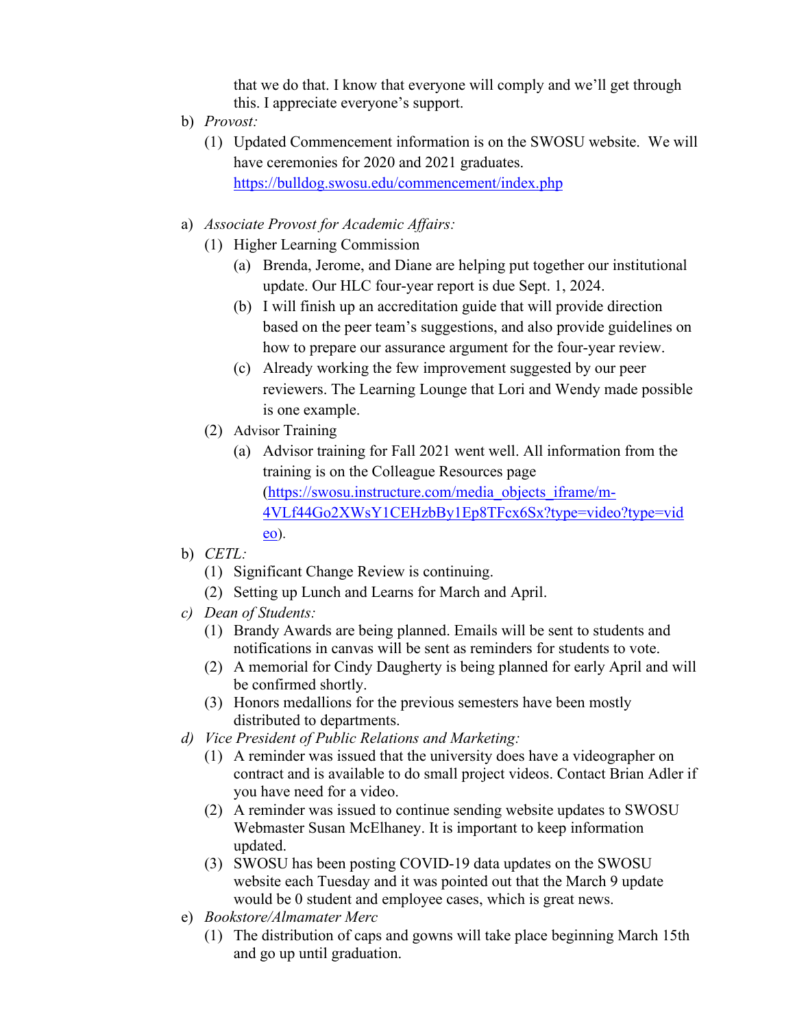that we do that. I know that everyone will comply and we'll get through this. I appreciate everyone's support.

b) *Provost:*
   (1) Updated Commencement information is on the SWOSU website. We will have ceremonies for 2020 and 2021 graduates. https://bulldog.swosu.edu/commencement/index.php

a) *Associate Provost for Academic Affairs:*
   (1) Higher Learning Commission
      (a) Brenda, Jerome, and Diane are helping put together our institutional update. Our HLC four-year report is due Sept. 1, 2024.
      (b) I will finish up an accreditation guide that will provide direction based on the peer team's suggestions, and also provide guidelines on how to prepare our assurance argument for the four-year review.
      (c) Already working the few improvement suggested by our peer reviewers. The Learning Lounge that Lori and Wendy made possible is one example.
   (2) Advisor Training
      (a) Advisor training for Fall 2021 went well. All information from the training is on the Colleague Resources page (https://swosu.instructure.com/media_objects_iframe/m-4VLf44Go2XWsY1CEHzbBy1Ep8TFcx6Sx?type=video?type=video).

b) *CETL:*
   (1) Significant Change Review is continuing.
   (2) Setting up Lunch and Learns for March and April.

c) *Dean of Students:*
   (1) Brandy Awards are being planned. Emails will be sent to students and notifications in canvas will be sent as reminders for students to vote.
   (2) A memorial for Cindy Daugherty is being planned for early April and will be confirmed shortly.
   (3) Honors medallions for the previous semesters have been mostly distributed to departments.

d) *Vice President of Public Relations and Marketing:*
   (1) A reminder was issued that the university does have a videographer on contract and is available to do small project videos. Contact Brian Adler if you have need for a video.
   (2) A reminder was issued to continue sending website updates to SWOSU Webmaster Susan McElhaney. It is important to keep information updated.
   (3) SWOSU has been posting COVID-19 data updates on the SWOSU website each Tuesday and it was pointed out that the March 9 update would be 0 student and employee cases, which is great news.

e) *Bookstore/Almamater Merc*
   (1) The distribution of caps and gowns will take place beginning March 15th and go up until graduation.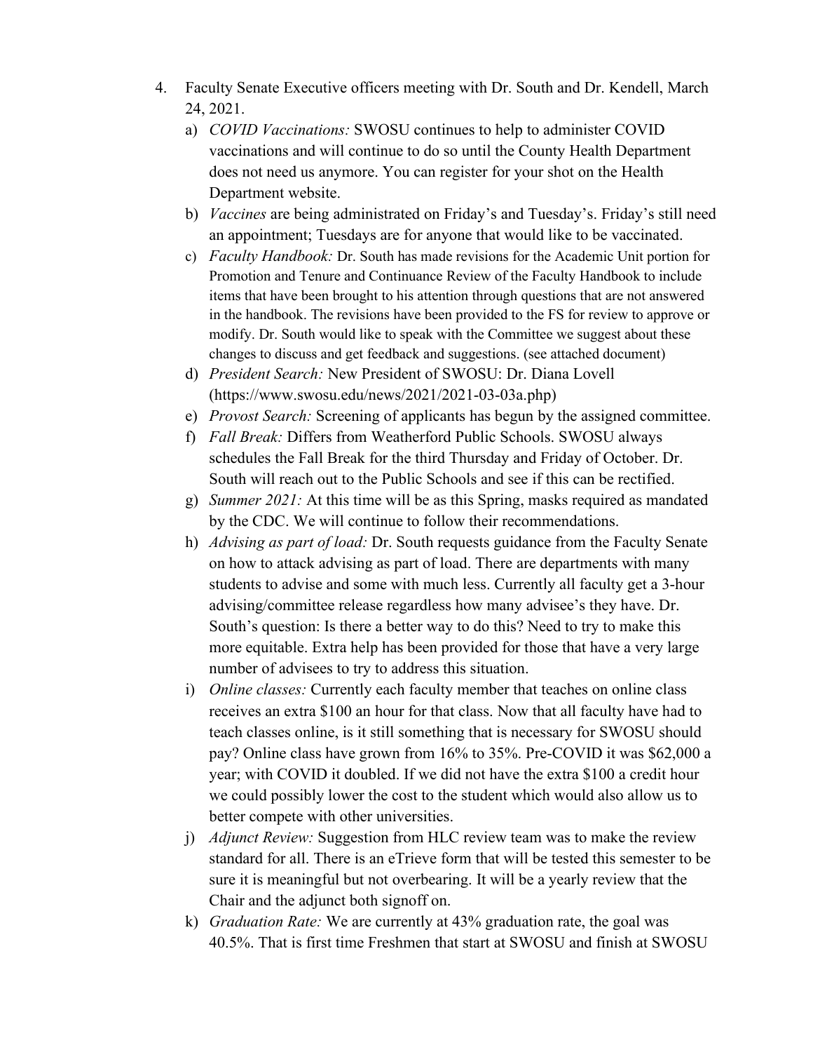4. Faculty Senate Executive officers meeting with Dr. South and Dr. Kendell, March 24, 2021.
   a) *COVID Vaccinations:* SWOSU continues to help to administer COVID vaccinations and will continue to do so until the County Health Department does not need us anymore. You can register for your shot on the Health Department website.
   b) *Vaccines* are being administrated on Friday's and Tuesday's. Friday's still need an appointment; Tuesdays are for anyone that would like to be vaccinated.
   c) *Faculty Handbook:* Dr. South has made revisions for the Academic Unit portion for Promotion and Tenure and Continuance Review of the Faculty Handbook to include items that have been brought to his attention through questions that are not answered in the handbook. The revisions have been provided to the FS for review to approve or modify. Dr. South would like to speak with the Committee we suggest about these changes to discuss and get feedback and suggestions. (see attached document)
   d) *President Search:* New President of SWOSU: Dr. Diana Lovell (https://www.swosu.edu/news/2021/2021-03-03a.php)
   e) *Provost Search:* Screening of applicants has begun by the assigned committee.
   f) *Fall Break:* Differs from Weatherford Public Schools. SWOSU always schedules the Fall Break for the third Thursday and Friday of October. Dr. South will reach out to the Public Schools and see if this can be rectified.
   g) *Summer 2021:* At this time will be as this Spring, masks required as mandated by the CDC. We will continue to follow their recommendations.
   h) *Advising as part of load:* Dr. South requests guidance from the Faculty Senate on how to attack advising as part of load. There are departments with many students to advise and some with much less. Currently all faculty get a 3-hour advising/committee release regardless how many advisee's they have. Dr. South's question: Is there a better way to do this? Need to try to make this more equitable. Extra help has been provided for those that have a very large number of advisees to try to address this situation.
   i) *Online classes:* Currently each faculty member that teaches on online class receives an extra $100 an hour for that class. Now that all faculty have had to teach classes online, is it still something that is necessary for SWOSU should pay? Online class have grown from 16% to 35%. Pre-COVID it was $62,000 a year; with COVID it doubled. If we did not have the extra $100 a credit hour we could possibly lower the cost to the student which would also allow us to better compete with other universities.
   j) *Adjunct Review:* Suggestion from HLC review team was to make the review standard for all. There is an eTrieve form that will be tested this semester to be sure it is meaningful but not overbearing. It will be a yearly review that the Chair and the adjunct both signoff on.
   k) *Graduation Rate:* We are currently at 43% graduation rate, the goal was 40.5%. That is first time Freshmen that start at SWOSU and finish at SWOSU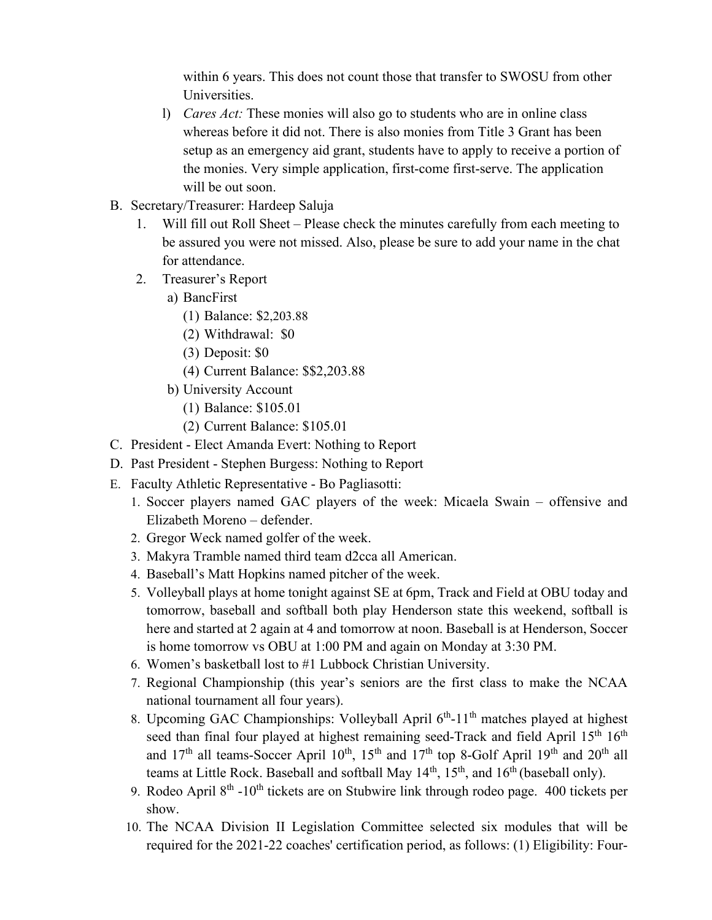within 6 years. This does not count those that transfer to SWOSU from other Universities.

l) *Cares Act:* These monies will also go to students who are in online class whereas before it did not. There is also monies from Title 3 Grant has been setup as an emergency aid grant, students have to apply to receive a portion of the monies. Very simple application, first-come first-serve. The application will be out soon.

B. Secretary/Treasurer: Hardeep Saluja
   1. Will fill out Roll Sheet – Please check the minutes carefully from each meeting to be assured you were not missed. Also, please be sure to add your name in the chat for attendance.
   2. Treasurer's Report
      a) BancFirst
         (1) Balance: $2,203.88
         (2) Withdrawal: $0
         (3) Deposit: $0
         (4) Current Balance: $$2,203.88
      b) University Account
         (1) Balance: $105.01
         (2) Current Balance: $105.01

C. President - Elect Amanda Evert: Nothing to Report

D. Past President - Stephen Burgess: Nothing to Report

E. Faculty Athletic Representative - Bo Pagliasotti:
   1. Soccer players named GAC players of the week: Micaela Swain – offensive and Elizabeth Moreno – defender.
   2. Gregor Weck named golfer of the week.
   3. Makyra Tramble named third team d2cca all American.
   4. Baseball's Matt Hopkins named pitcher of the week.
   5. Volleyball plays at home tonight against SE at 6pm, Track and Field at OBU today and tomorrow, baseball and softball both play Henderson state this weekend, softball is here and started at 2 again at 4 and tomorrow at noon. Baseball is at Henderson, Soccer is home tomorrow vs OBU at 1:00 PM and again on Monday at 3:30 PM.
   6. Women's basketball lost to #1 Lubbock Christian University.
   7. Regional Championship (this year's seniors are the first class to make the NCAA national tournament all four years).
   8. Upcoming GAC Championships: Volleyball April 6th-11th matches played at highest seed than final four played at highest remaining seed-Track and field April 15th 16th and 17th all teams-Soccer April 10th, 15th and 17th top 8-Golf April 19th and 20th all teams at Little Rock. Baseball and softball May 14th, 15th, and 16th (baseball only).
   9. Rodeo April 8th -10th tickets are on Stubwire link through rodeo page. 400 tickets per show.
   10. The NCAA Division II Legislation Committee selected six modules that will be required for the 2021-22 coaches' certification period, as follows: (1) Eligibility: Four-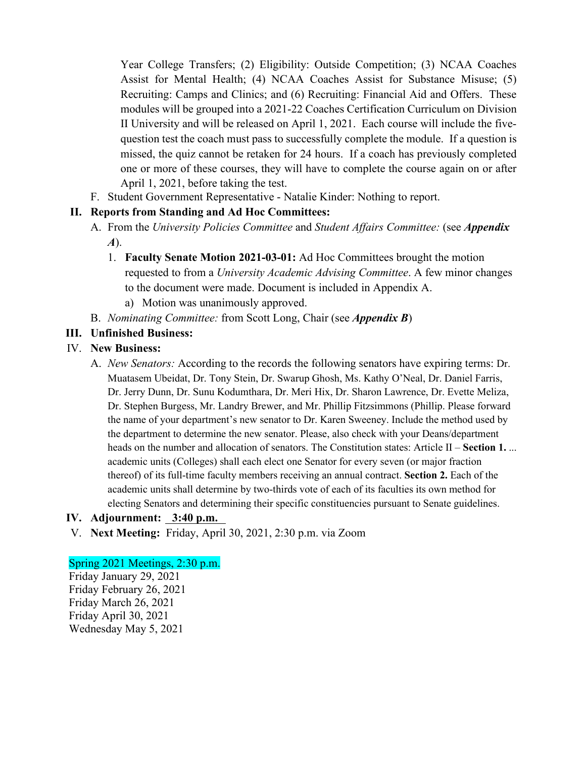Year College Transfers; (2) Eligibility: Outside Competition; (3) NCAA Coaches Assist for Mental Health; (4) NCAA Coaches Assist for Substance Misuse; (5) Recruiting: Camps and Clinics; and (6) Recruiting: Financial Aid and Offers. These modules will be grouped into a 2021-22 Coaches Certification Curriculum on Division II University and will be released on April 1, 2021. Each course will include the five-question test the coach must pass to successfully complete the module. If a question is missed, the quiz cannot be retaken for 24 hours. If a coach has previously completed one or more of these courses, they will have to complete the course again on or after April 1, 2021, before taking the test.

F. Student Government Representative - Natalie Kinder: Nothing to report.

**II. Reports from Standing and Ad Hoc Committees:**

A. From the *University Policies Committee* and *Student Affairs Committee:* (see ***Appendix A***).

1. **Faculty Senate Motion 2021-03-01:** Ad Hoc Committees brought the motion requested to from a *University Academic Advising Committee*. A few minor changes to the document were made. Document is included in Appendix A.
   a) Motion was unanimously approved.

B. *Nominating Committee:* from Scott Long, Chair (see ***Appendix B***)

**III. Unfinished Business:**

IV. **New Business:**

A. *New Senators:* According to the records the following senators have expiring terms: Dr. Muatasem Ubeidat, Dr. Tony Stein, Dr. Swarup Ghosh, Ms. Kathy O'Neal, Dr. Daniel Farris, Dr. Jerry Dunn, Dr. Sunu Kodumthara, Dr. Meri Hix, Dr. Sharon Lawrence, Dr. Evette Meliza, Dr. Stephen Burgess, Mr. Landry Brewer, and Mr. Phillip Fitzsimmons (Phillip. Please forward the name of your department's new senator to Dr. Karen Sweeney. Include the method used by the department to determine the new senator. Please, also check with your Deans/department heads on the number and allocation of senators. The Constitution states: Article II – **Section 1.** ... academic units (Colleges) shall each elect one Senator for every seven (or major fraction thereof) of its full-time faculty members receiving an annual contract. **Section 2.** Each of the academic units shall determine by two-thirds vote of each of its faculties its own method for electing Senators and determining their specific constituencies pursuant to Senate guidelines.

**IV. Adjournment: 3:40 p.m.**

V. **Next Meeting:** Friday, April 30, 2021, 2:30 p.m. via Zoom

Spring 2021 Meetings, 2:30 p.m.
Friday January 29, 2021
Friday February 26, 2021
Friday March 26, 2021
Friday April 30, 2021
Wednesday May 5, 2021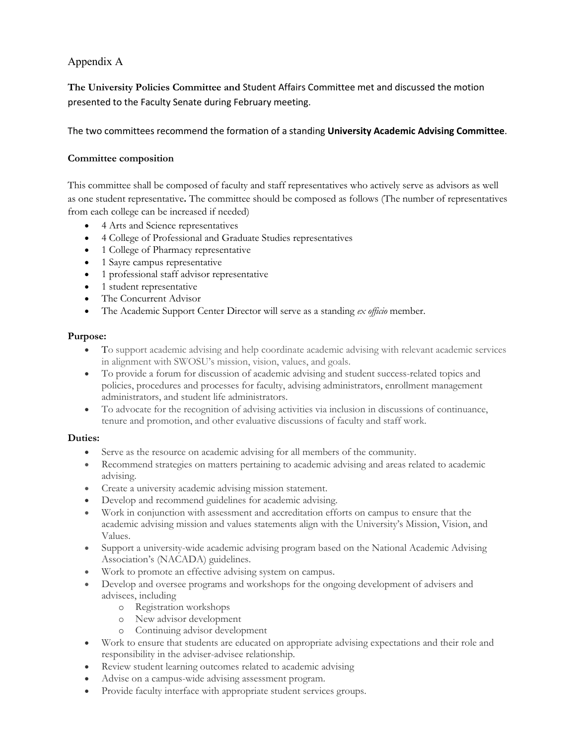# Appendix A

**The University Policies Committee and** Student Affairs Committee met and discussed the motion presented to the Faculty Senate during February meeting.

The two committees recommend the formation of a standing **University Academic Advising Committee**.

### Committee composition

This committee shall be composed of faculty and staff representatives who actively serve as advisors as well as one student representative**.** The committee should be composed as follows (The number of representatives from each college can be increased if needed)

- 4 Arts and Science representatives
- 4 College of Professional and Graduate Studies representatives
- 1 College of Pharmacy representative
- 1 Sayre campus representative
- 1 professional staff advisor representative
- 1 student representative
- The Concurrent Advisor
- The Academic Support Center Director will serve as a standing *ex officio* member.

**Purpose:**

- To support academic advising and help coordinate academic advising with relevant academic services in alignment with SWOSU's mission, vision, values, and goals.
- To provide a forum for discussion of academic advising and student success-related topics and policies, procedures and processes for faculty, advising administrators, enrollment management administrators, and student life administrators.
- To advocate for the recognition of advising activities via inclusion in discussions of continuance, tenure and promotion, and other evaluative discussions of faculty and staff work.

**Duties:**

- Serve as the resource on academic advising for all members of the community.
- Recommend strategies on matters pertaining to academic advising and areas related to academic advising.
- Create a university academic advising mission statement.
- Develop and recommend guidelines for academic advising.
- Work in conjunction with assessment and accreditation efforts on campus to ensure that the academic advising mission and values statements align with the University's Mission, Vision, and Values.
- Support a university-wide academic advising program based on the National Academic Advising Association's (NACADA) guidelines.
- Work to promote an effective advising system on campus.
- Develop and oversee programs and workshops for the ongoing development of advisers and advisees, including
  - Registration workshops
  - New advisor development
  - Continuing advisor development
- Work to ensure that students are educated on appropriate advising expectations and their role and responsibility in the adviser-advisee relationship.
- Review student learning outcomes related to academic advising
- Advise on a campus-wide advising assessment program.
- Provide faculty interface with appropriate student services groups.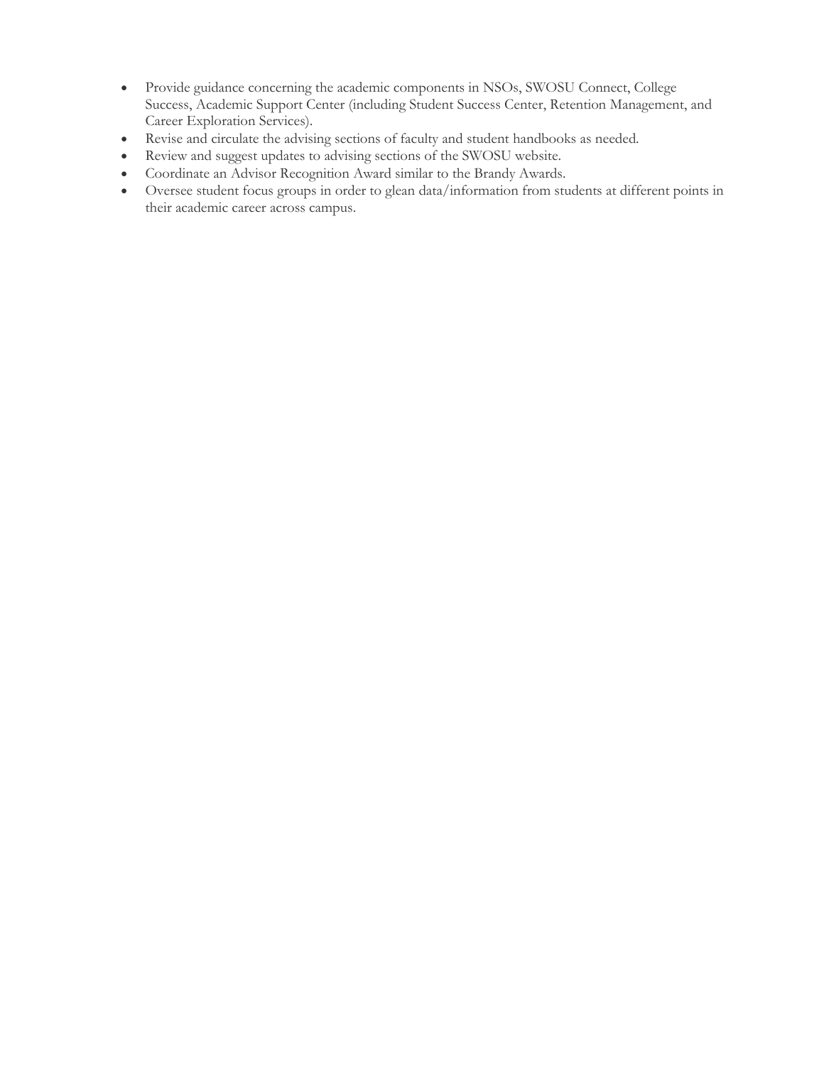- Provide guidance concerning the academic components in NSOs, SWOSU Connect, College Success, Academic Support Center (including Student Success Center, Retention Management, and Career Exploration Services).
- Revise and circulate the advising sections of faculty and student handbooks as needed.
- Review and suggest updates to advising sections of the SWOSU website.
- Coordinate an Advisor Recognition Award similar to the Brandy Awards.
- Oversee student focus groups in order to glean data/information from students at different points in their academic career across campus.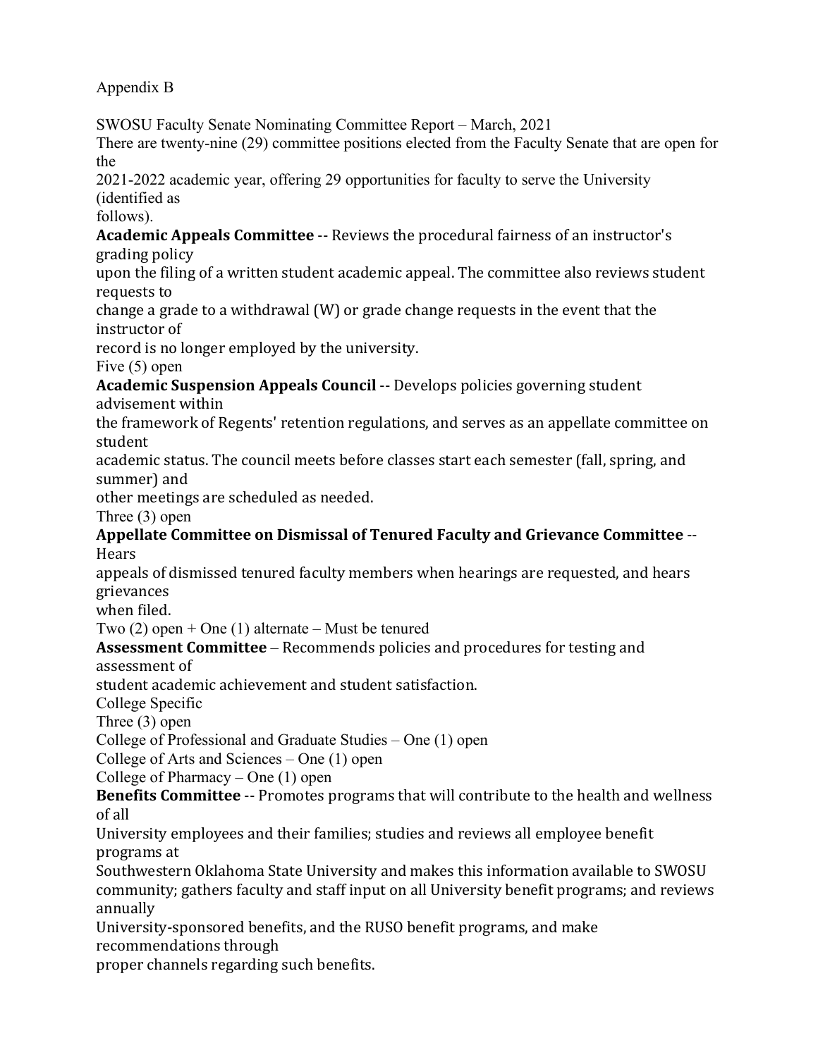Appendix B

SWOSU Faculty Senate Nominating Committee Report – March, 2021

There are twenty-nine (29) committee positions elected from the Faculty Senate that are open for the 2021-2022 academic year, offering 29 opportunities for faculty to serve the University (identified as follows).

**Academic Appeals Committee** -- Reviews the procedural fairness of an instructor's grading policy upon the filing of a written student academic appeal. The committee also reviews student requests to change a grade to a withdrawal (W) or grade change requests in the event that the instructor of record is no longer employed by the university.

Five (5) open

**Academic Suspension Appeals Council** -- Develops policies governing student advisement within the framework of Regents' retention regulations, and serves as an appellate committee on student academic status. The council meets before classes start each semester (fall, spring, and summer) and other meetings are scheduled as needed.

Three (3) open

**Appellate Committee on Dismissal of Tenured Faculty and Grievance Committee** -- Hears appeals of dismissed tenured faculty members when hearings are requested, and hears grievances when filed.

Two (2) open + One (1) alternate – Must be tenured

**Assessment Committee** – Recommends policies and procedures for testing and assessment of student academic achievement and student satisfaction.

College Specific

Three (3) open

College of Professional and Graduate Studies – One (1) open

College of Arts and Sciences – One (1) open

College of Pharmacy – One (1) open

**Benefits Committee** -- Promotes programs that will contribute to the health and wellness of all University employees and their families; studies and reviews all employee benefit programs at Southwestern Oklahoma State University and makes this information available to SWOSU community; gathers faculty and staff input on all University benefit programs; and reviews annually University-sponsored benefits, and the RUSO benefit programs, and make recommendations through proper channels regarding such benefits.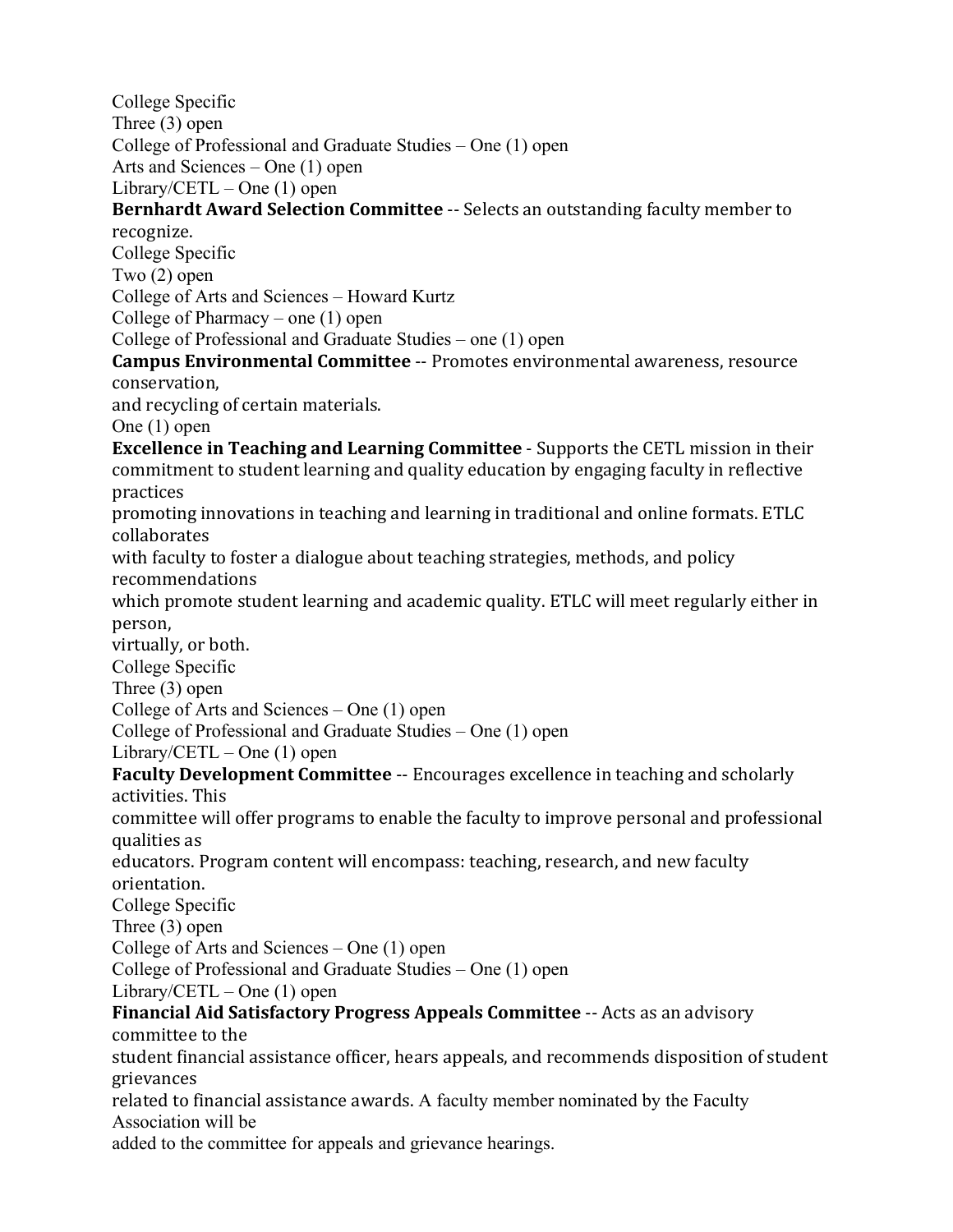College Specific
Three (3) open
College of Professional and Graduate Studies – One (1) open
Arts and Sciences – One (1) open
Library/CETL – One (1) open

**Bernhardt Award Selection Committee** -- Selects an outstanding faculty member to recognize.
College Specific
Two (2) open
College of Arts and Sciences – Howard Kurtz
College of Pharmacy – one (1) open
College of Professional and Graduate Studies – one (1) open

**Campus Environmental Committee** -- Promotes environmental awareness, resource conservation, and recycling of certain materials.
One (1) open

**Excellence in Teaching and Learning Committee** - Supports the CETL mission in their commitment to student learning and quality education by engaging faculty in reflective practices promoting innovations in teaching and learning in traditional and online formats. ETLC collaborates with faculty to foster a dialogue about teaching strategies, methods, and policy recommendations which promote student learning and academic quality. ETLC will meet regularly either in person, virtually, or both.
College Specific
Three (3) open
College of Arts and Sciences – One (1) open
College of Professional and Graduate Studies – One (1) open
Library/CETL – One (1) open

**Faculty Development Committee** -- Encourages excellence in teaching and scholarly activities. This committee will offer programs to enable the faculty to improve personal and professional qualities as educators. Program content will encompass: teaching, research, and new faculty orientation.
College Specific
Three (3) open
College of Arts and Sciences – One (1) open
College of Professional and Graduate Studies – One (1) open
Library/CETL – One (1) open

**Financial Aid Satisfactory Progress Appeals Committee** -- Acts as an advisory committee to the student financial assistance officer, hears appeals, and recommends disposition of student grievances related to financial assistance awards. A faculty member nominated by the Faculty Association will be added to the committee for appeals and grievance hearings.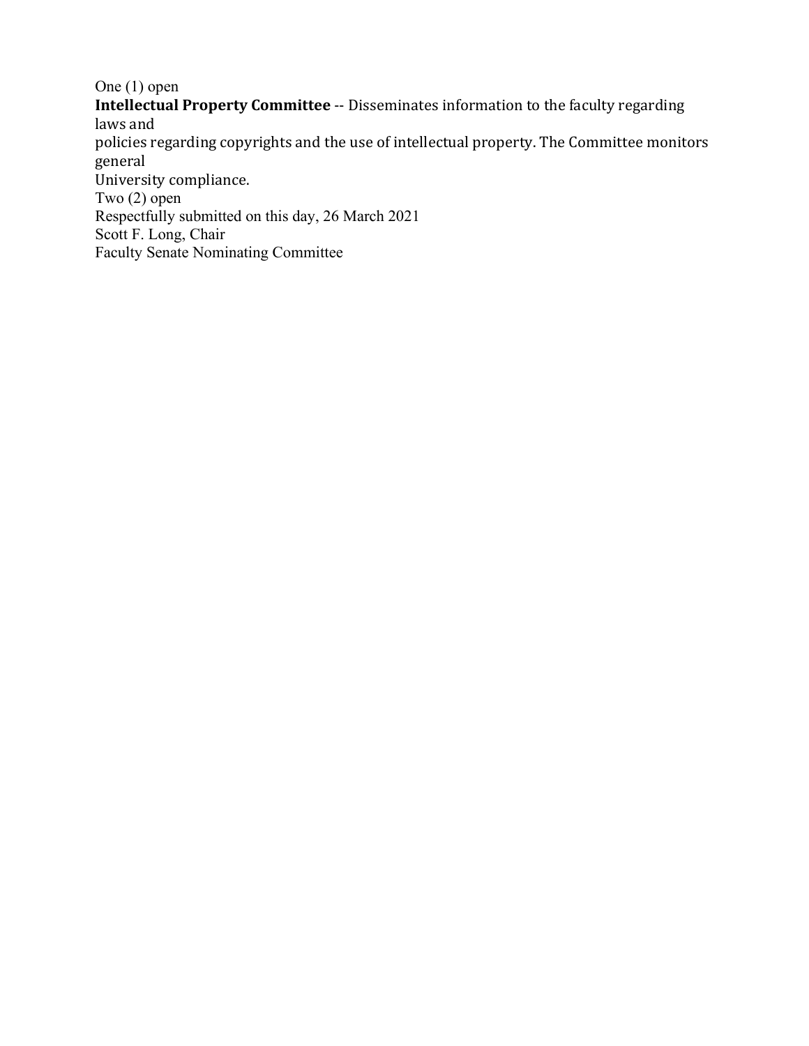One (1) open

**Intellectual Property Committee** -- Disseminates information to the faculty regarding laws and policies regarding copyrights and the use of intellectual property. The Committee monitors general University compliance.

Two (2) open

Respectfully submitted on this day, 26 March 2021

Scott F. Long, Chair

Faculty Senate Nominating Committee